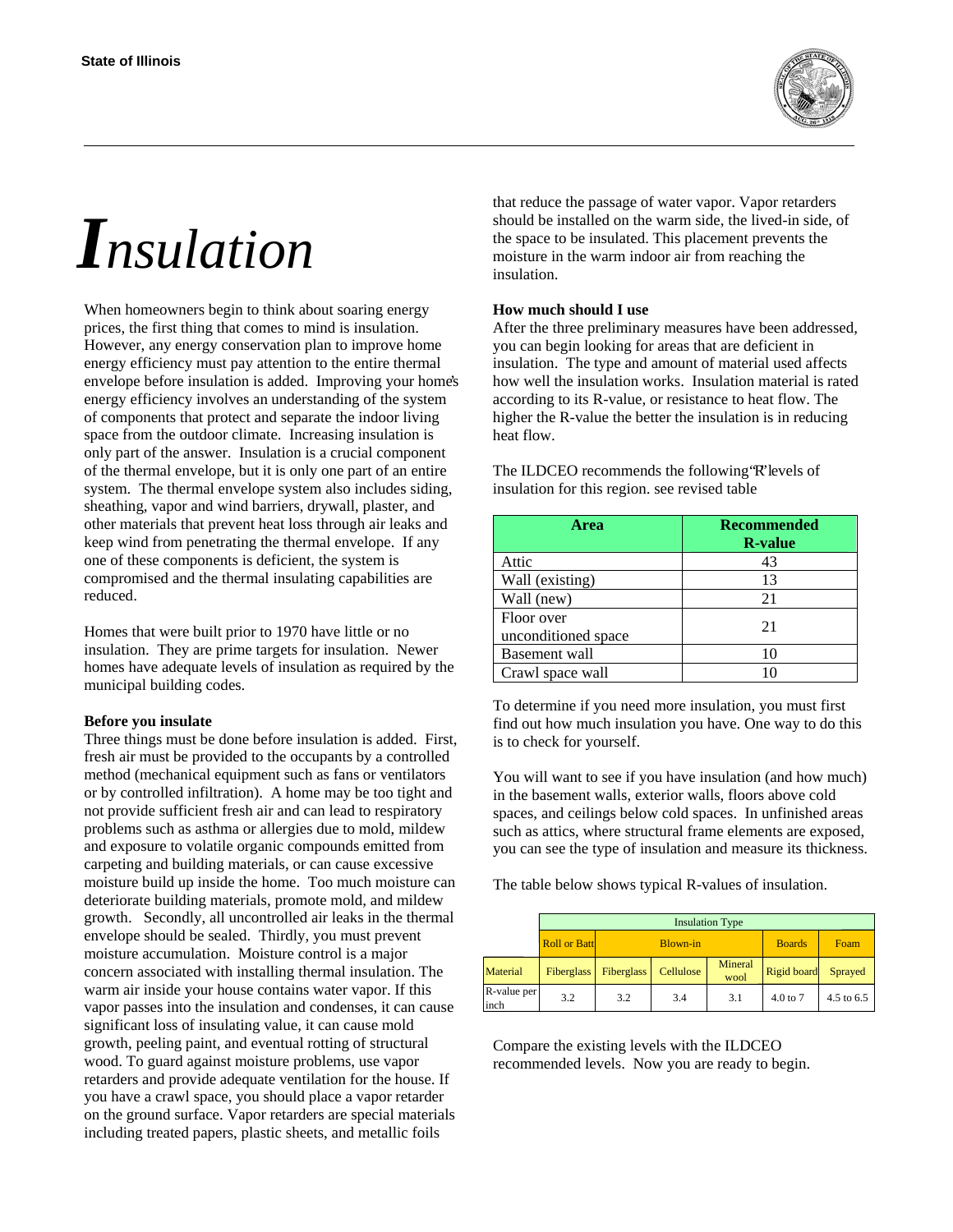State of Illinois

# *I*nsulation

When homeowners begin to think about soaring energy prices, the first thing that comes to mind is insulation. However, any energy conservation plan to improve home energy efficiency must pay attention to the entire thermal envelope before insulation is added. Improving your home's energy efficiency involves an understanding of the system of components that protect and separate the indoor living space from the outdoor climate. Increasing insulation is only part of the answer. Insulation is a crucial component of the thermal envelope, but it is only one part of an entire system. The thermal envelope system also includes siding, sheathing, vapor and wind barriers, drywall, plaster, and other materials that prevent heat loss through air leaks and keep wind from penetrating the thermal envelope. If any one of these components is deficient, the system is compromised and the thermal insulating capabilities are reduced.

Homes that were built prior to 1970 have little or no insulation. They are prime targets for insulation. Newer homes have adequate levels of insulation as required by the municipal building codes.

**Before you insulate**

Three things must be done before insulation is added. First, fresh air must be provided to the occupants by a controlled method (mechanical equipment such as fans or ventilators or by controlled infiltration). A home may be too tight and not provide sufficient fresh air and can lead to respiratory problems such as asthma or allergies due to mold, mildew and exposure to volatile organic compounds emitted from carpeting and building materials, or can cause excessive moisture build up inside the home. Too much moisture can deteriorate building materials, promote mold, and mildew growth. Secondly, all uncontrolled air leaks in the thermal envelope should be sealed. Thirdly, you must prevent moisture accumulation. Moisture control is a major concern associated with installing thermal insulation. The warm air inside your house contains water vapor. If this vapor passes into the insulation and condenses, it can cause significant loss of insulating value, it can cause mold growth, peeling paint, and eventual rotting of structural wood. To guard against moisture problems, use vapor retarders and provide adequate ventilation for the house. If you have a crawl space, you should place a vapor retarder on the ground surface. Vapor retarders are special materials including treated papers, plastic sheets, and metallic foils that reduce the passage of water vapor. Vapor retarders should be installed on the warm side, the lived-in side, of the space to be insulated. This placement prevents the moisture in the warm indoor air from reaching the insulation.

**How much should I use**

After the three preliminary measures have been addressed, you can begin looking for areas that are deficient in insulation. The type and amount of material used affects how well the insulation works. Insulation material is rated according to its R-value, or resistance to heat flow. The higher the R-value the better the insulation is in reducing heat flow.

The ILDCEO recommends the following "R" levels of insulation for this region. see revised table

| Area | Recommended R-value |
|---|---|
| Attic | 43 |
| Wall (existing) | 13 |
| Wall (new) | 21 |
| Floor over unconditioned space | 21 |
| Basement wall | 10 |
| Crawl space wall | 10 |

To determine if you need more insulation, you must first find out how much insulation you have. One way to do this is to check for yourself.

You will want to see if you have insulation (and how much) in the basement walls, exterior walls, floors above cold spaces, and ceilings below cold spaces. In unfinished areas such as attics, where structural frame elements are exposed, you can see the type of insulation and measure its thickness.

The table below shows typical R-values of insulation.

| | Insulation Type | | | | | |
|---|---|---|---|---|---|---|
| | Roll or Batt | Blown-in | | | Boards | Foam |
| Material | Fiberglass | Fiberglass | Cellulose | Mineral wool | Rigid board | Sprayed |
| R-value per inch | 3.2 | 3.2 | 3.4 | 3.1 | 4.0 to 7 | 4.5 to 6.5 |

Compare the existing levels with the ILDCEO recommended levels. Now you are ready to begin.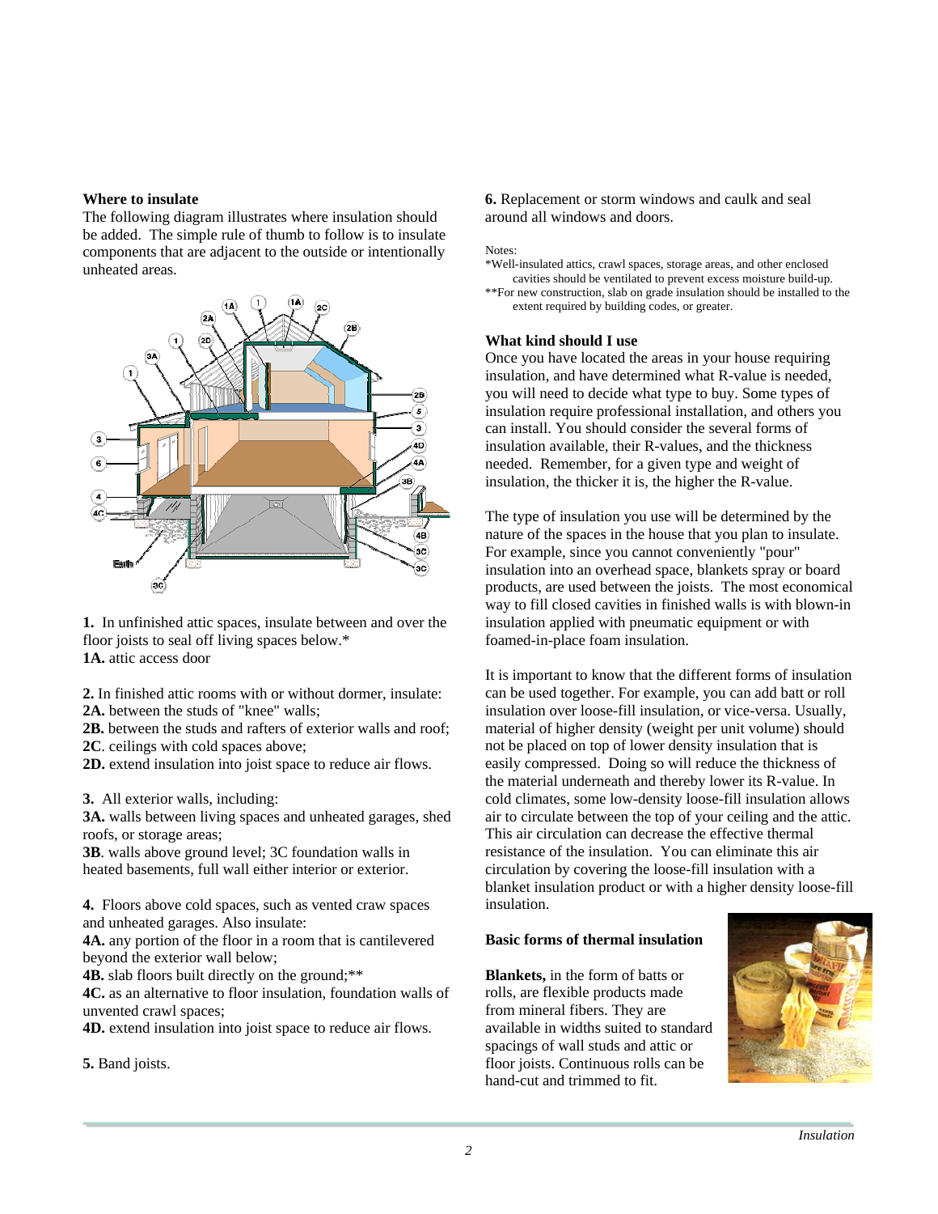### Where to insulate

The following diagram illustrates where insulation should be added. The simple rule of thumb to follow is to insulate components that are adjacent to the outside or intentionally unheated areas.

**1.** In unfinished attic spaces, insulate between and over the floor joists to seal off living spaces below.*
**1A.** attic access door

**2.** In finished attic rooms with or without dormer, insulate:
**2A.** between the studs of "knee" walls;
**2B.** between the studs and rafters of exterior walls and roof;
**2C**. ceilings with cold spaces above;
**2D.** extend insulation into joist space to reduce air flows.

**3.** All exterior walls, including:
**3A.** walls between living spaces and unheated garages, shed roofs, or storage areas;
**3B**. walls above ground level; 3C foundation walls in heated basements, full wall either interior or exterior.

**4.** Floors above cold spaces, such as vented craw spaces and unheated garages. Also insulate:
**4A.** any portion of the floor in a room that is cantilevered beyond the exterior wall below;
**4B.** slab floors built directly on the ground;**
**4C.** as an alternative to floor insulation, foundation walls of unvented crawl spaces;
**4D.** extend insulation into joist space to reduce air flows.

**5.** Band joists.

**6.** Replacement or storm windows and caulk and seal around all windows and doors.

Notes:
*Well-insulated attics, crawl spaces, storage areas, and other enclosed cavities should be ventilated to prevent excess moisture build-up.
**For new construction, slab on grade insulation should be installed to the extent required by building codes, or greater.

### What kind should I use

Once you have located the areas in your house requiring insulation, and have determined what R-value is needed, you will need to decide what type to buy. Some types of insulation require professional installation, and others you can install. You should consider the several forms of insulation available, their R-values, and the thickness needed. Remember, for a given type and weight of insulation, the thicker it is, the higher the R-value.

The type of insulation you use will be determined by the nature of the spaces in the house that you plan to insulate. For example, since you cannot conveniently "pour" insulation into an overhead space, blankets spray or board products, are used between the joists. The most economical way to fill closed cavities in finished walls is with blown-in insulation applied with pneumatic equipment or with foamed-in-place foam insulation.

It is important to know that the different forms of insulation can be used together. For example, you can add batt or roll insulation over loose-fill insulation, or vice-versa. Usually, material of higher density (weight per unit volume) should not be placed on top of lower density insulation that is easily compressed. Doing so will reduce the thickness of the material underneath and thereby lower its R-value. In cold climates, some low-density loose-fill insulation allows air to circulate between the top of your ceiling and the attic. This air circulation can decrease the effective thermal resistance of the insulation. You can eliminate this air circulation by covering the loose-fill insulation with a blanket insulation product or with a higher density loose-fill insulation.

### Basic forms of thermal insulation

**Blankets,** in the form of batts or rolls, are flexible products made from mineral fibers. They are available in widths suited to standard spacings of wall studs and attic or floor joists. Continuous rolls can be hand-cut and trimmed to fit.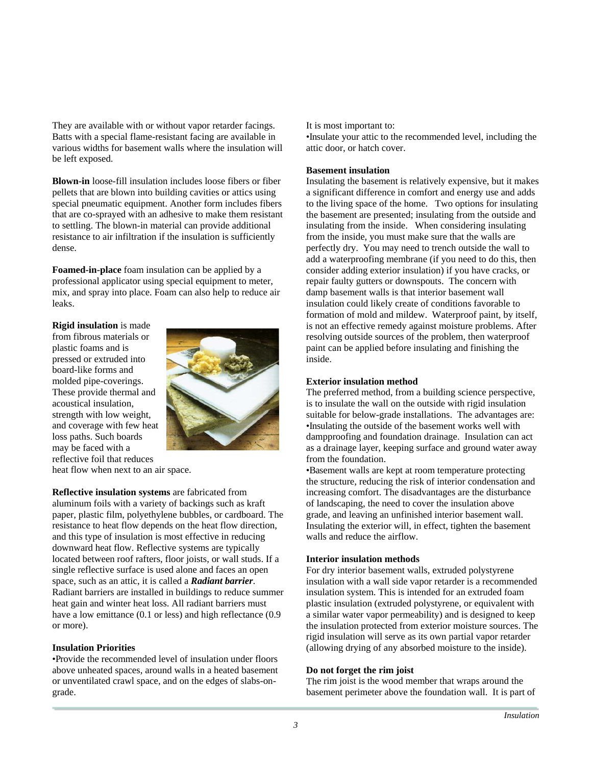They are available with or without vapor retarder facings. Batts with a special flame-resistant facing are available in various widths for basement walls where the insulation will be left exposed.

**Blown-in** loose-fill insulation includes loose fibers or fiber pellets that are blown into building cavities or attics using special pneumatic equipment. Another form includes fibers that are co-sprayed with an adhesive to make them resistant to settling. The blown-in material can provide additional resistance to air infiltration if the insulation is sufficiently dense.

**Foamed-in-place** foam insulation can be applied by a professional applicator using special equipment to meter, mix, and spray into place. Foam can also help to reduce air leaks.

**Rigid insulation** is made from fibrous materials or plastic foams and is pressed or extruded into board-like forms and molded pipe-coverings. These provide thermal and acoustical insulation, strength with low weight, and coverage with few heat loss paths. Such boards may be faced with a reflective foil that reduces heat flow when next to an air space.

**Reflective insulation systems** are fabricated from aluminum foils with a variety of backings such as kraft paper, plastic film, polyethylene bubbles, or cardboard. The resistance to heat flow depends on the heat flow direction, and this type of insulation is most effective in reducing downward heat flow. Reflective systems are typically located between roof rafters, floor joists, or wall studs. If a single reflective surface is used alone and faces an open space, such as an attic, it is called a ***Radiant barrier***. Radiant barriers are installed in buildings to reduce summer heat gain and winter heat loss. All radiant barriers must have a low emittance (0.1 or less) and high reflectance (0.9 or more).

**Insulation Priorities**

•Provide the recommended level of insulation under floors above unheated spaces, around walls in a heated basement or unventilated crawl space, and on the edges of slabs-on-grade.

It is most important to:

•Insulate your attic to the recommended level, including the attic door, or hatch cover.

**Basement insulation**

Insulating the basement is relatively expensive, but it makes a significant difference in comfort and energy use and adds to the living space of the home. Two options for insulating the basement are presented; insulating from the outside and insulating from the inside. When considering insulating from the inside, you must make sure that the walls are perfectly dry. You may need to trench outside the wall to add a waterproofing membrane (if you need to do this, then consider adding exterior insulation) if you have cracks, or repair faulty gutters or downspouts. The concern with damp basement walls is that interior basement wall insulation could likely create of conditions favorable to formation of mold and mildew. Waterproof paint, by itself, is not an effective remedy against moisture problems. After resolving outside sources of the problem, then waterproof paint can be applied before insulating and finishing the inside.

**Exterior insulation method**

The preferred method, from a building science perspective, is to insulate the wall on the outside with rigid insulation suitable for below-grade installations. The advantages are:

•Insulating the outside of the basement works well with dampproofing and foundation drainage. Insulation can act as a drainage layer, keeping surface and ground water away from the foundation.

•Basement walls are kept at room temperature protecting the structure, reducing the risk of interior condensation and increasing comfort. The disadvantages are the disturbance of landscaping, the need to cover the insulation above grade, and leaving an unfinished interior basement wall. Insulating the exterior will, in effect, tighten the basement walls and reduce the airflow.

**Interior insulation methods**

For dry interior basement walls, extruded polystyrene insulation with a wall side vapor retarder is a recommended insulation system. This is intended for an extruded foam plastic insulation (extruded polystyrene, or equivalent with a similar water vapor permeability) and is designed to keep the insulation protected from exterior moisture sources. The rigid insulation will serve as its own partial vapor retarder (allowing drying of any absorbed moisture to the inside).

**Do not forget the rim joist**

The rim joist is the wood member that wraps around the basement perimeter above the foundation wall. It is part of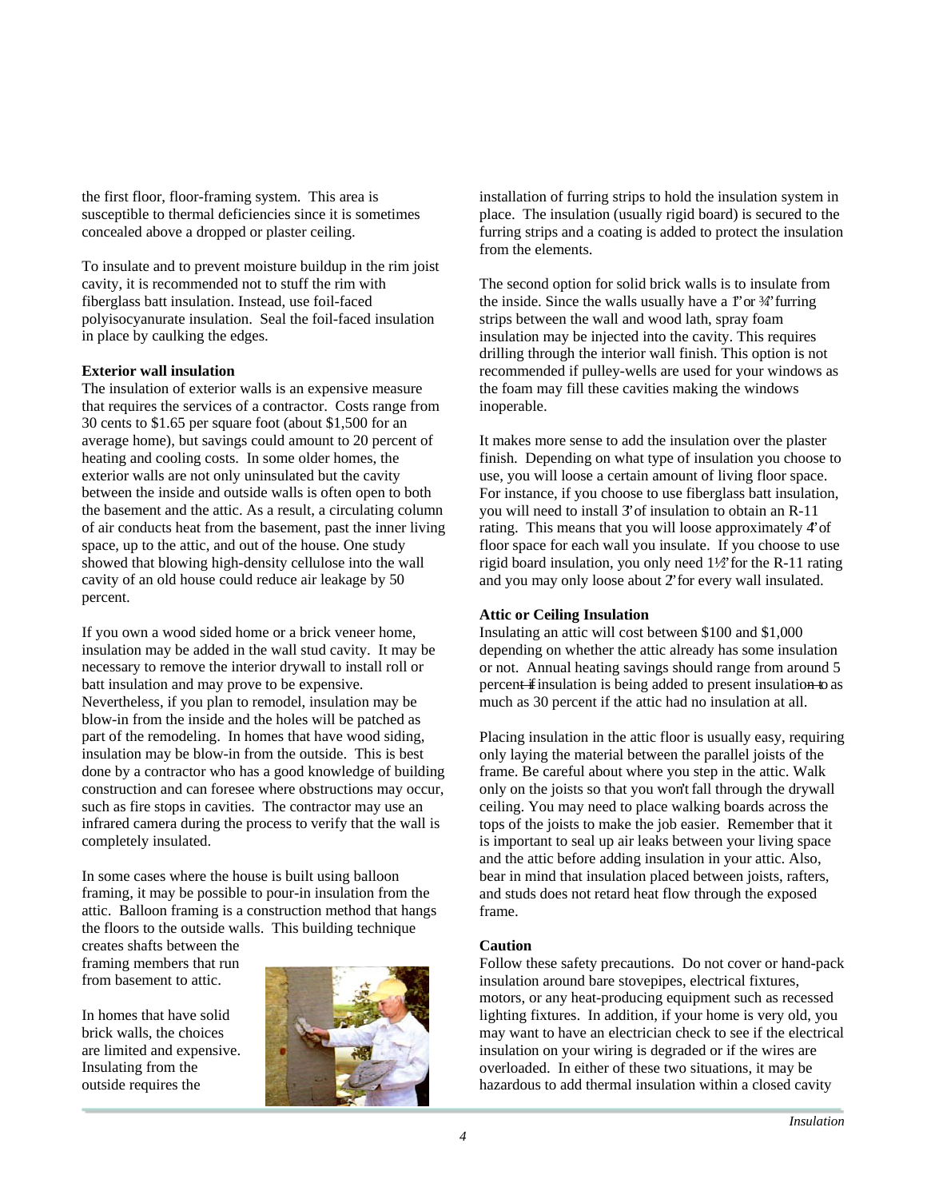the first floor, floor-framing system. This area is susceptible to thermal deficiencies since it is sometimes concealed above a dropped or plaster ceiling.

To insulate and to prevent moisture buildup in the rim joist cavity, it is recommended not to stuff the rim with fiberglass batt insulation. Instead, use foil-faced polyisocyanurate insulation. Seal the foil-faced insulation in place by caulking the edges.

**Exterior wall insulation**

The insulation of exterior walls is an expensive measure that requires the services of a contractor. Costs range from 30 cents to $1.65 per square foot (about $1,500 for an average home), but savings could amount to 20 percent of heating and cooling costs. In some older homes, the exterior walls are not only uninsulated but the cavity between the inside and outside walls is often open to both the basement and the attic. As a result, a circulating column of air conducts heat from the basement, past the inner living space, up to the attic, and out of the house. One study showed that blowing high-density cellulose into the wall cavity of an old house could reduce air leakage by 50 percent.

If you own a wood sided home or a brick veneer home, insulation may be added in the wall stud cavity. It may be necessary to remove the interior drywall to install roll or batt insulation and may prove to be expensive. Nevertheless, if you plan to remodel, insulation may be blow-in from the inside and the holes will be patched as part of the remodeling. In homes that have wood siding, insulation may be blow-in from the outside. This is best done by a contractor who has a good knowledge of building construction and can foresee where obstructions may occur, such as fire stops in cavities. The contractor may use an infrared camera during the process to verify that the wall is completely insulated.

In some cases where the house is built using balloon framing, it may be possible to pour-in insulation from the attic. Balloon framing is a construction method that hangs the floors to the outside walls. This building technique creates shafts between the framing members that run from basement to attic.

In homes that have solid brick walls, the choices are limited and expensive. Insulating from the outside requires the installation of furring strips to hold the insulation system in place. The insulation (usually rigid board) is secured to the furring strips and a coating is added to protect the insulation from the elements.

The second option for solid brick walls is to insulate from the inside. Since the walls usually have a 1" or ¾" furring strips between the wall and wood lath, spray foam insulation may be injected into the cavity. This requires drilling through the interior wall finish. This option is not recommended if pulley-wells are used for your windows as the foam may fill these cavities making the windows inoperable.

It makes more sense to add the insulation over the plaster finish. Depending on what type of insulation you choose to use, you will loose a certain amount of living floor space. For instance, if you choose to use fiberglass batt insulation, you will need to install 3" of insulation to obtain an R-11 rating. This means that you will loose approximately 4" of floor space for each wall you insulate. If you choose to use rigid board insulation, you only need 1½" for the R-11 rating and you may only loose about 2" for every wall insulated.

**Attic or Ceiling Insulation**

Insulating an attic will cost between $100 and $1,000 depending on whether the attic already has some insulation or not. Annual heating savings should range from around 5 percent—if insulation is being added to present insulation—to as much as 30 percent if the attic had no insulation at all.

Placing insulation in the attic floor is usually easy, requiring only laying the material between the parallel joists of the frame. Be careful about where you step in the attic. Walk only on the joists so that you won't fall through the drywall ceiling. You may need to place walking boards across the tops of the joists to make the job easier. Remember that it is important to seal up air leaks between your living space and the attic before adding insulation in your attic. Also, bear in mind that insulation placed between joists, rafters, and studs does not retard heat flow through the exposed frame.

**Caution**

Follow these safety precautions. Do not cover or hand-pack insulation around bare stovepipes, electrical fixtures, motors, or any heat-producing equipment such as recessed lighting fixtures. In addition, if your home is very old, you may want to have an electrician check to see if the electrical insulation on your wiring is degraded or if the wires are overloaded. In either of these two situations, it may be hazardous to add thermal insulation within a closed cavity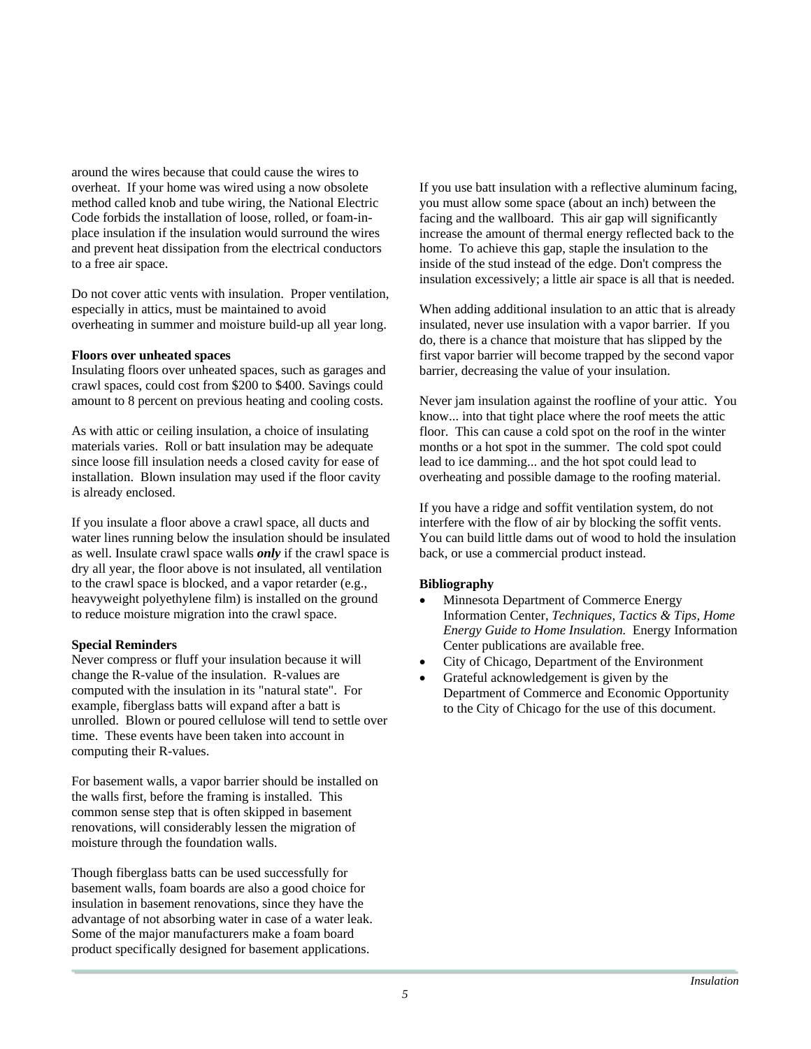around the wires because that could cause the wires to overheat. If your home was wired using a now obsolete method called knob and tube wiring, the National Electric Code forbids the installation of loose, rolled, or foam-in-place insulation if the insulation would surround the wires and prevent heat dissipation from the electrical conductors to a free air space.

Do not cover attic vents with insulation. Proper ventilation, especially in attics, must be maintained to avoid overheating in summer and moisture build-up all year long.

**Floors over unheated spaces**

Insulating floors over unheated spaces, such as garages and crawl spaces, could cost from $200 to $400. Savings could amount to 8 percent on previous heating and cooling costs.

As with attic or ceiling insulation, a choice of insulating materials varies. Roll or batt insulation may be adequate since loose fill insulation needs a closed cavity for ease of installation. Blown insulation may used if the floor cavity is already enclosed.

If you insulate a floor above a crawl space, all ducts and water lines running below the insulation should be insulated as well. Insulate crawl space walls ***only*** if the crawl space is dry all year, the floor above is not insulated, all ventilation to the crawl space is blocked, and a vapor retarder (e.g., heavyweight polyethylene film) is installed on the ground to reduce moisture migration into the crawl space.

**Special Reminders**

Never compress or fluff your insulation because it will change the R-value of the insulation. R-values are computed with the insulation in its "natural state". For example, fiberglass batts will expand after a batt is unrolled. Blown or poured cellulose will tend to settle over time. These events have been taken into account in computing their R-values.

For basement walls, a vapor barrier should be installed on the walls first, before the framing is installed. This common sense step that is often skipped in basement renovations, will considerably lessen the migration of moisture through the foundation walls.

Though fiberglass batts can be used successfully for basement walls, foam boards are also a good choice for insulation in basement renovations, since they have the advantage of not absorbing water in case of a water leak. Some of the major manufacturers make a foam board product specifically designed for basement applications.

If you use batt insulation with a reflective aluminum facing, you must allow some space (about an inch) between the facing and the wallboard. This air gap will significantly increase the amount of thermal energy reflected back to the home. To achieve this gap, staple the insulation to the inside of the stud instead of the edge. Don't compress the insulation excessively; a little air space is all that is needed.

When adding additional insulation to an attic that is already insulated, never use insulation with a vapor barrier. If you do, there is a chance that moisture that has slipped by the first vapor barrier will become trapped by the second vapor barrier, decreasing the value of your insulation.

Never jam insulation against the roofline of your attic. You know... into that tight place where the roof meets the attic floor. This can cause a cold spot on the roof in the winter months or a hot spot in the summer. The cold spot could lead to ice damming... and the hot spot could lead to overheating and possible damage to the roofing material.

If you have a ridge and soffit ventilation system, do not interfere with the flow of air by blocking the soffit vents. You can build little dams out of wood to hold the insulation back, or use a commercial product instead.

**Bibliography**

- Minnesota Department of Commerce Energy Information Center, *Techniques, Tactics & Tips, Home Energy Guide to Home Insulation.* Energy Information Center publications are available free.
- City of Chicago, Department of the Environment
- Grateful acknowledgement is given by the Department of Commerce and Economic Opportunity to the City of Chicago for the use of this document.